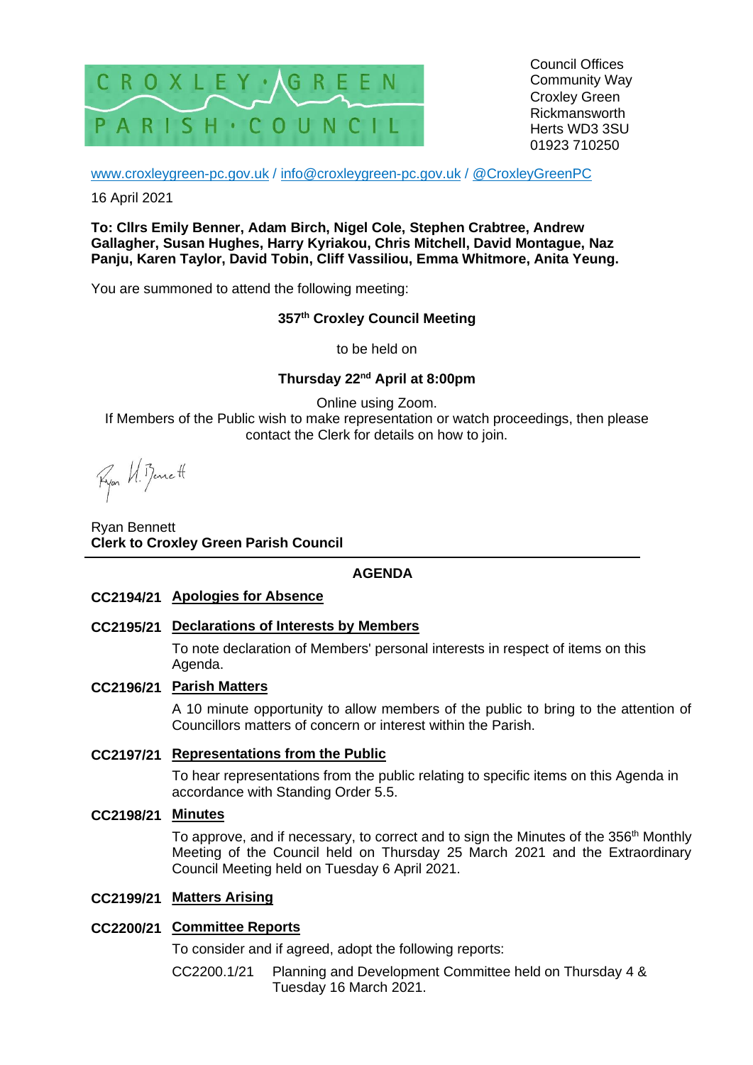CROXLEY · GREEN PARISH · COUNCIL

Council Offices
Community Way
Croxley Green
Rickmansworth
Herts WD3 3SU
01923 710250

www.croxleygreen-pc.gov.uk / info@croxleygreen-pc.gov.uk / @CroxleyGreenPC

16 April 2021

**To: Cllrs Emily Benner, Adam Birch, Nigel Cole, Stephen Crabtree, Andrew Gallagher, Susan Hughes, Harry Kyriakou, Chris Mitchell, David Montague, Naz Panju, Karen Taylor, David Tobin, Cliff Vassiliou, Emma Whitmore, Anita Yeung.**

You are summoned to attend the following meeting:

**357th Croxley Council Meeting**

to be held on

**Thursday 22nd April at 8:00pm**

Online using Zoom.
If Members of the Public wish to make representation or watch proceedings, then please contact the Clerk for details on how to join.

Ryan H. Bennett

Ryan Bennett
**Clerk to Croxley Green Parish Council**

## AGENDA

**CC2194/21 Apologies for Absence**

**CC2195/21 Declarations of Interests by Members**

To note declaration of Members' personal interests in respect of items on this Agenda.

**CC2196/21 Parish Matters**

A 10 minute opportunity to allow members of the public to bring to the attention of Councillors matters of concern or interest within the Parish.

**CC2197/21 Representations from the Public**

To hear representations from the public relating to specific items on this Agenda in accordance with Standing Order 5.5.

**CC2198/21 Minutes**

To approve, and if necessary, to correct and to sign the Minutes of the 356th Monthly Meeting of the Council held on Thursday 25 March 2021 and the Extraordinary Council Meeting held on Tuesday 6 April 2021.

**CC2199/21 Matters Arising**

**CC2200/21 Committee Reports**

To consider and if agreed, adopt the following reports:

CC2200.1/21 Planning and Development Committee held on Thursday 4 & Tuesday 16 March 2021.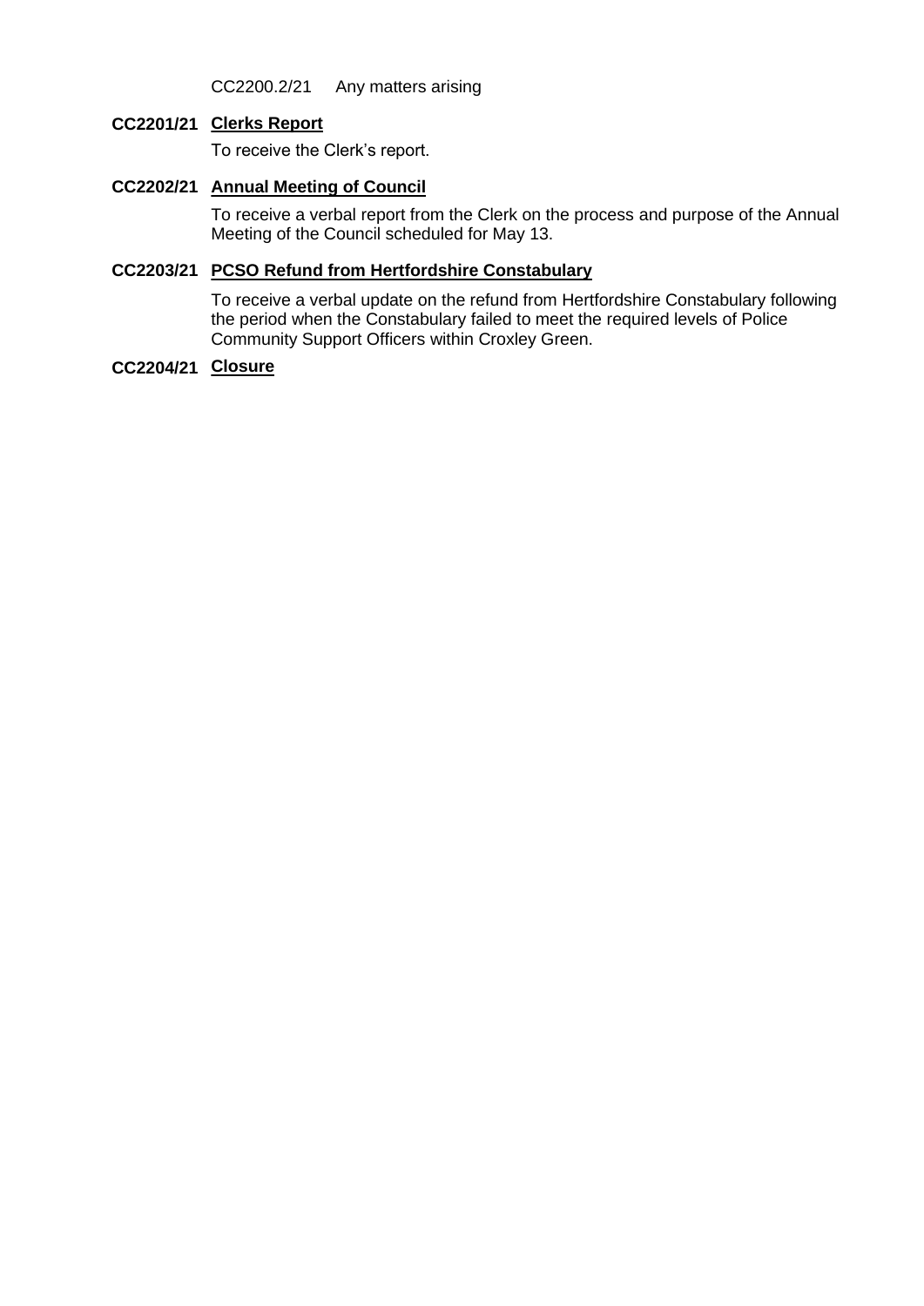CC2200.2/21 Any matters arising

**CC2201/21 Clerks Report**

To receive the Clerk's report.

**CC2202/21 Annual Meeting of Council**

To receive a verbal report from the Clerk on the process and purpose of the Annual Meeting of the Council scheduled for May 13.

**CC2203/21 PCSO Refund from Hertfordshire Constabulary**

To receive a verbal update on the refund from Hertfordshire Constabulary following the period when the Constabulary failed to meet the required levels of Police Community Support Officers within Croxley Green.

**CC2204/21 Closure**